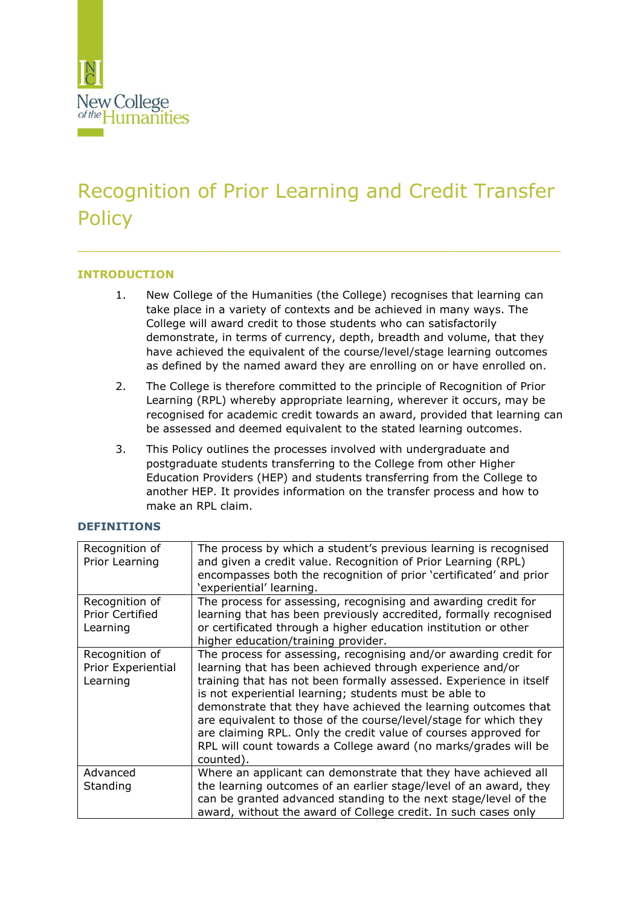# Recognition of Prior Learning and Credit Transfer Policy

## INTRODUCTION

1. New College of the Humanities (the College) recognises that learning can take place in a variety of contexts and be achieved in many ways. The College will award credit to those students who can satisfactorily demonstrate, in terms of currency, depth, breadth and volume, that they have achieved the equivalent of the course/level/stage learning outcomes as defined by the named award they are enrolling on or have enrolled on.
2. The College is therefore committed to the principle of Recognition of Prior Learning (RPL) whereby appropriate learning, wherever it occurs, may be recognised for academic credit towards an award, provided that learning can be assessed and deemed equivalent to the stated learning outcomes.
3. This Policy outlines the processes involved with undergraduate and postgraduate students transferring to the College from other Higher Education Providers (HEP) and students transferring from the College to another HEP. It provides information on the transfer process and how to make an RPL claim.

## DEFINITIONS

| | |
|---|---|
| Recognition of Prior Learning | The process by which a student's previous learning is recognised and given a credit value. Recognition of Prior Learning (RPL) encompasses both the recognition of prior 'certificated' and prior 'experiential' learning. |
| Recognition of Prior Certified Learning | The process for assessing, recognising and awarding credit for learning that has been previously accredited, formally recognised or certificated through a higher education institution or other higher education/training provider. |
| Recognition of Prior Experiential Learning | The process for assessing, recognising and/or awarding credit for learning that has been achieved through experience and/or training that has not been formally assessed. Experience in itself is not experiential learning; students must be able to demonstrate that they have achieved the learning outcomes that are equivalent to those of the course/level/stage for which they are claiming RPL. Only the credit value of courses approved for RPL will count towards a College award (no marks/grades will be counted). |
| Advanced Standing | Where an applicant can demonstrate that they have achieved all the learning outcomes of an earlier stage/level of an award, they can be granted advanced standing to the next stage/level of the award, without the award of College credit. In such cases only |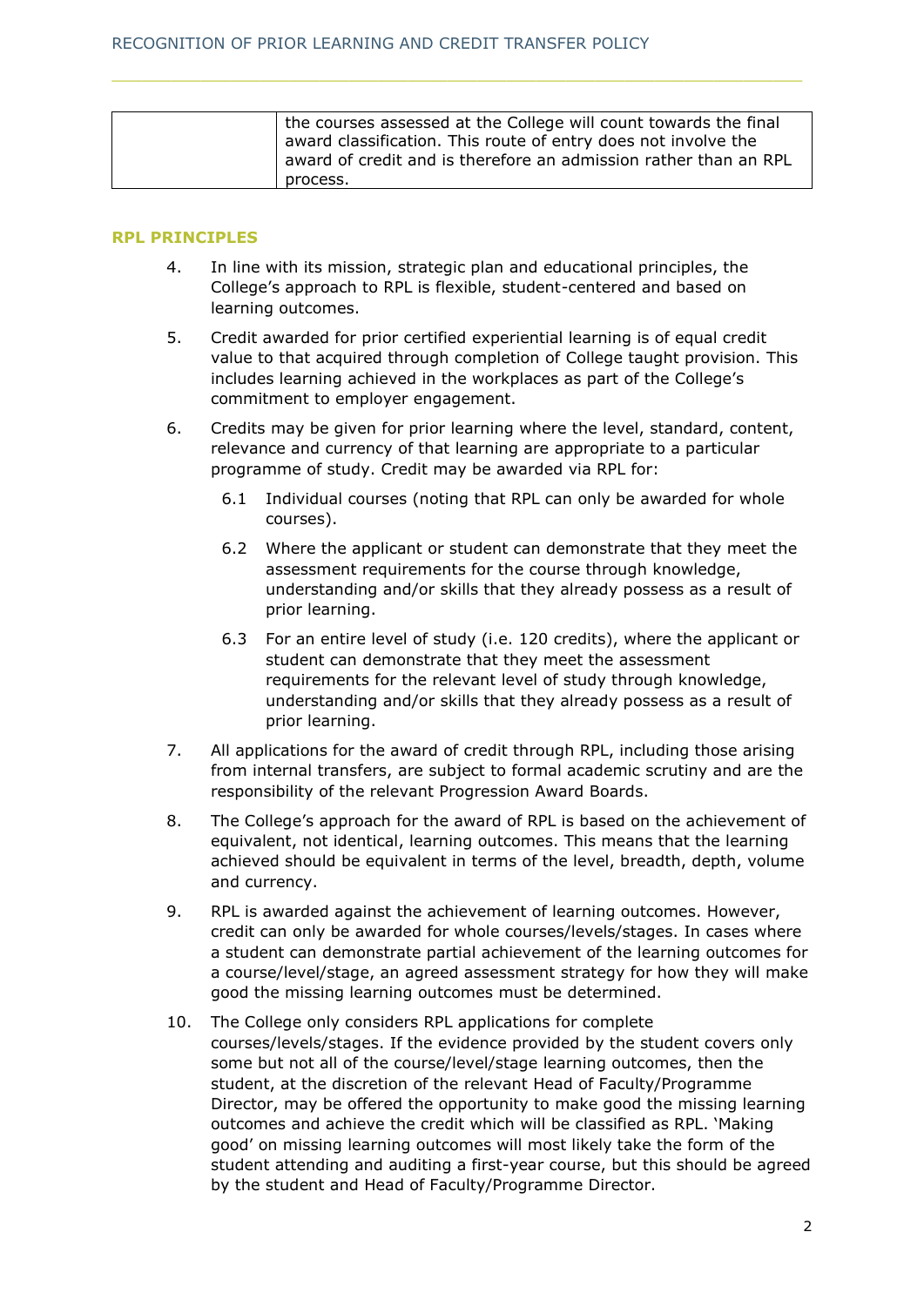| | |
|---|---|
| | the courses assessed at the College will count towards the final award classification. This route of entry does not involve the award of credit and is therefore an admission rather than an RPL process. |

## RPL PRINCIPLES

4. In line with its mission, strategic plan and educational principles, the College's approach to RPL is flexible, student-centered and based on learning outcomes.

5. Credit awarded for prior certified experiential learning is of equal credit value to that acquired through completion of College taught provision. This includes learning achieved in the workplaces as part of the College's commitment to employer engagement.

6. Credits may be given for prior learning where the level, standard, content, relevance and currency of that learning are appropriate to a particular programme of study. Credit may be awarded via RPL for:

   6.1 Individual courses (noting that RPL can only be awarded for whole courses).

   6.2 Where the applicant or student can demonstrate that they meet the assessment requirements for the course through knowledge, understanding and/or skills that they already possess as a result of prior learning.

   6.3 For an entire level of study (i.e. 120 credits), where the applicant or student can demonstrate that they meet the assessment requirements for the relevant level of study through knowledge, understanding and/or skills that they already possess as a result of prior learning.

7. All applications for the award of credit through RPL, including those arising from internal transfers, are subject to formal academic scrutiny and are the responsibility of the relevant Progression Award Boards.

8. The College's approach for the award of RPL is based on the achievement of equivalent, not identical, learning outcomes. This means that the learning achieved should be equivalent in terms of the level, breadth, depth, volume and currency.

9. RPL is awarded against the achievement of learning outcomes. However, credit can only be awarded for whole courses/levels/stages. In cases where a student can demonstrate partial achievement of the learning outcomes for a course/level/stage, an agreed assessment strategy for how they will make good the missing learning outcomes must be determined.

10. The College only considers RPL applications for complete courses/levels/stages. If the evidence provided by the student covers only some but not all of the course/level/stage learning outcomes, then the student, at the discretion of the relevant Head of Faculty/Programme Director, may be offered the opportunity to make good the missing learning outcomes and achieve the credit which will be classified as RPL. 'Making good' on missing learning outcomes will most likely take the form of the student attending and auditing a first-year course, but this should be agreed by the student and Head of Faculty/Programme Director.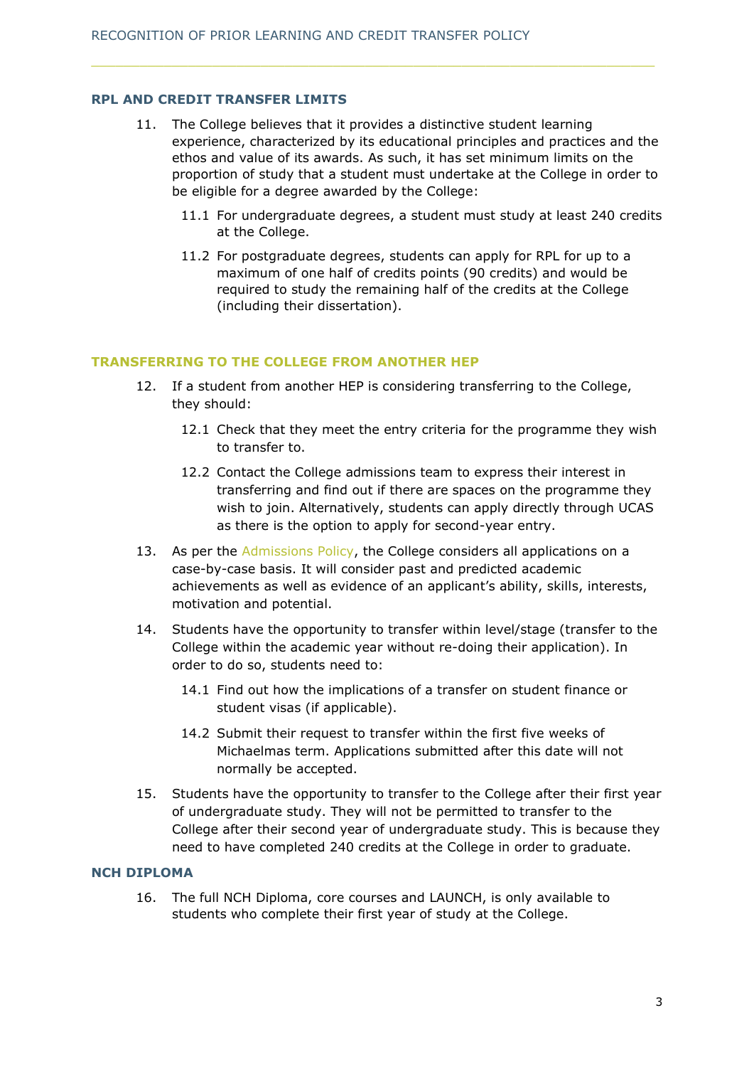## RPL AND CREDIT TRANSFER LIMITS

11. The College believes that it provides a distinctive student learning experience, characterized by its educational principles and practices and the ethos and value of its awards. As such, it has set minimum limits on the proportion of study that a student must undertake at the College in order to be eligible for a degree awarded by the College:

    11.1 For undergraduate degrees, a student must study at least 240 credits at the College.

    11.2 For postgraduate degrees, students can apply for RPL for up to a maximum of one half of credits points (90 credits) and would be required to study the remaining half of the credits at the College (including their dissertation).

## TRANSFERRING TO THE COLLEGE FROM ANOTHER HEP

12. If a student from another HEP is considering transferring to the College, they should:

    12.1 Check that they meet the entry criteria for the programme they wish to transfer to.

    12.2 Contact the College admissions team to express their interest in transferring and find out if there are spaces on the programme they wish to join. Alternatively, students can apply directly through UCAS as there is the option to apply for second-year entry.

13. As per the Admissions Policy, the College considers all applications on a case-by-case basis. It will consider past and predicted academic achievements as well as evidence of an applicant's ability, skills, interests, motivation and potential.

14. Students have the opportunity to transfer within level/stage (transfer to the College within the academic year without re-doing their application). In order to do so, students need to:

    14.1 Find out how the implications of a transfer on student finance or student visas (if applicable).

    14.2 Submit their request to transfer within the first five weeks of Michaelmas term. Applications submitted after this date will not normally be accepted.

15. Students have the opportunity to transfer to the College after their first year of undergraduate study. They will not be permitted to transfer to the College after their second year of undergraduate study. This is because they need to have completed 240 credits at the College in order to graduate.

## NCH DIPLOMA

16. The full NCH Diploma, core courses and LAUNCH, is only available to students who complete their first year of study at the College.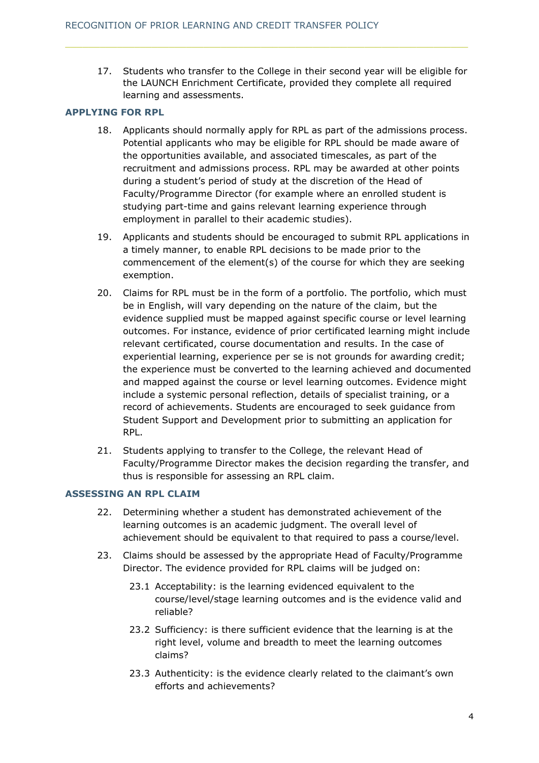17. Students who transfer to the College in their second year will be eligible for the LAUNCH Enrichment Certificate, provided they complete all required learning and assessments.

### APPLYING FOR RPL

18. Applicants should normally apply for RPL as part of the admissions process. Potential applicants who may be eligible for RPL should be made aware of the opportunities available, and associated timescales, as part of the recruitment and admissions process. RPL may be awarded at other points during a student's period of study at the discretion of the Head of Faculty/Programme Director (for example where an enrolled student is studying part-time and gains relevant learning experience through employment in parallel to their academic studies).

19. Applicants and students should be encouraged to submit RPL applications in a timely manner, to enable RPL decisions to be made prior to the commencement of the element(s) of the course for which they are seeking exemption.

20. Claims for RPL must be in the form of a portfolio. The portfolio, which must be in English, will vary depending on the nature of the claim, but the evidence supplied must be mapped against specific course or level learning outcomes. For instance, evidence of prior certificated learning might include relevant certificated, course documentation and results. In the case of experiential learning, experience per se is not grounds for awarding credit; the experience must be converted to the learning achieved and documented and mapped against the course or level learning outcomes. Evidence might include a systemic personal reflection, details of specialist training, or a record of achievements. Students are encouraged to seek guidance from Student Support and Development prior to submitting an application for RPL.

21. Students applying to transfer to the College, the relevant Head of Faculty/Programme Director makes the decision regarding the transfer, and thus is responsible for assessing an RPL claim.

### ASSESSING AN RPL CLAIM

22. Determining whether a student has demonstrated achievement of the learning outcomes is an academic judgment. The overall level of achievement should be equivalent to that required to pass a course/level.

23. Claims should be assessed by the appropriate Head of Faculty/Programme Director. The evidence provided for RPL claims will be judged on:

    23.1 Acceptability: is the learning evidenced equivalent to the course/level/stage learning outcomes and is the evidence valid and reliable?

    23.2 Sufficiency: is there sufficient evidence that the learning is at the right level, volume and breadth to meet the learning outcomes claims?

    23.3 Authenticity: is the evidence clearly related to the claimant's own efforts and achievements?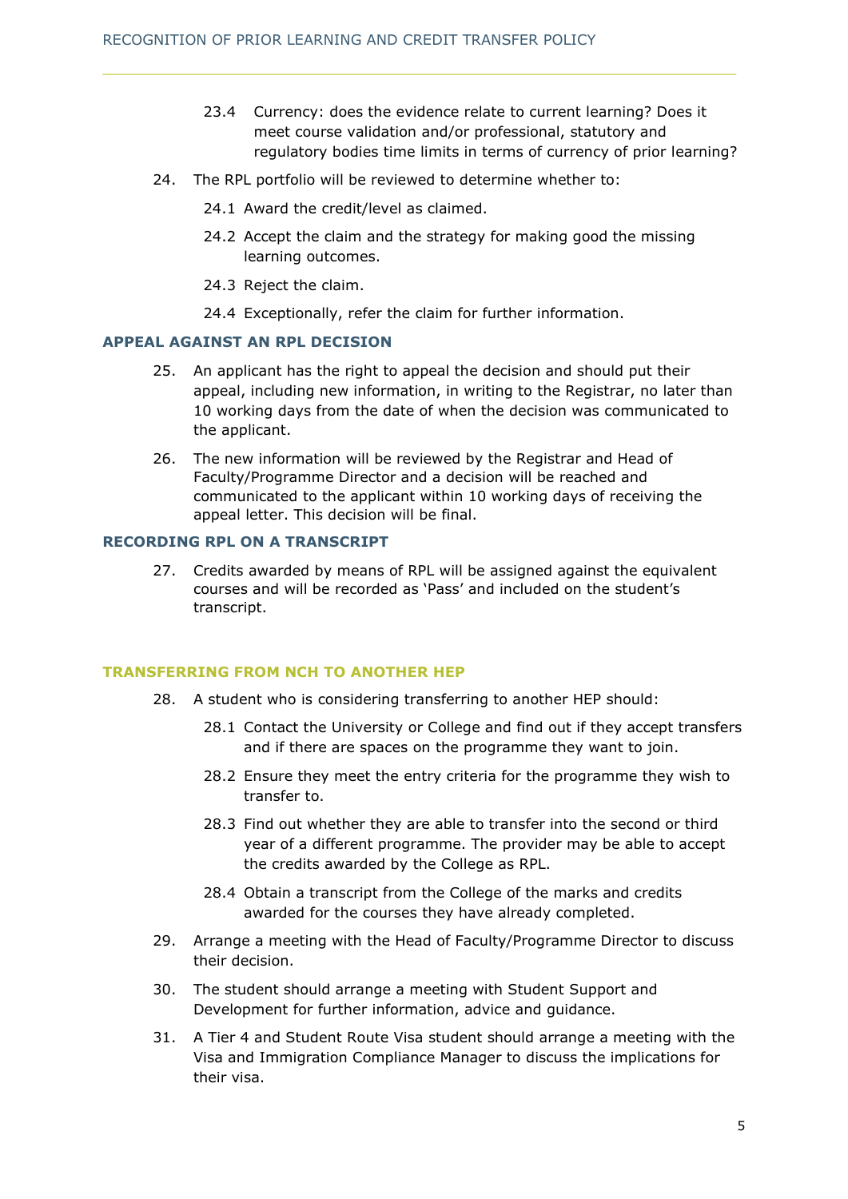23.4 Currency: does the evidence relate to current learning? Does it meet course validation and/or professional, statutory and regulatory bodies time limits in terms of currency of prior learning?

24. The RPL portfolio will be reviewed to determine whether to:

    24.1 Award the credit/level as claimed.

    24.2 Accept the claim and the strategy for making good the missing learning outcomes.

    24.3 Reject the claim.

    24.4 Exceptionally, refer the claim for further information.

### APPEAL AGAINST AN RPL DECISION

25. An applicant has the right to appeal the decision and should put their appeal, including new information, in writing to the Registrar, no later than 10 working days from the date of when the decision was communicated to the applicant.

26. The new information will be reviewed by the Registrar and Head of Faculty/Programme Director and a decision will be reached and communicated to the applicant within 10 working days of receiving the appeal letter. This decision will be final.

### RECORDING RPL ON A TRANSCRIPT

27. Credits awarded by means of RPL will be assigned against the equivalent courses and will be recorded as 'Pass' and included on the student's transcript.

## TRANSFERRING FROM NCH TO ANOTHER HEP

28. A student who is considering transferring to another HEP should:

    28.1 Contact the University or College and find out if they accept transfers and if there are spaces on the programme they want to join.

    28.2 Ensure they meet the entry criteria for the programme they wish to transfer to.

    28.3 Find out whether they are able to transfer into the second or third year of a different programme. The provider may be able to accept the credits awarded by the College as RPL.

    28.4 Obtain a transcript from the College of the marks and credits awarded for the courses they have already completed.

29. Arrange a meeting with the Head of Faculty/Programme Director to discuss their decision.

30. The student should arrange a meeting with Student Support and Development for further information, advice and guidance.

31. A Tier 4 and Student Route Visa student should arrange a meeting with the Visa and Immigration Compliance Manager to discuss the implications for their visa.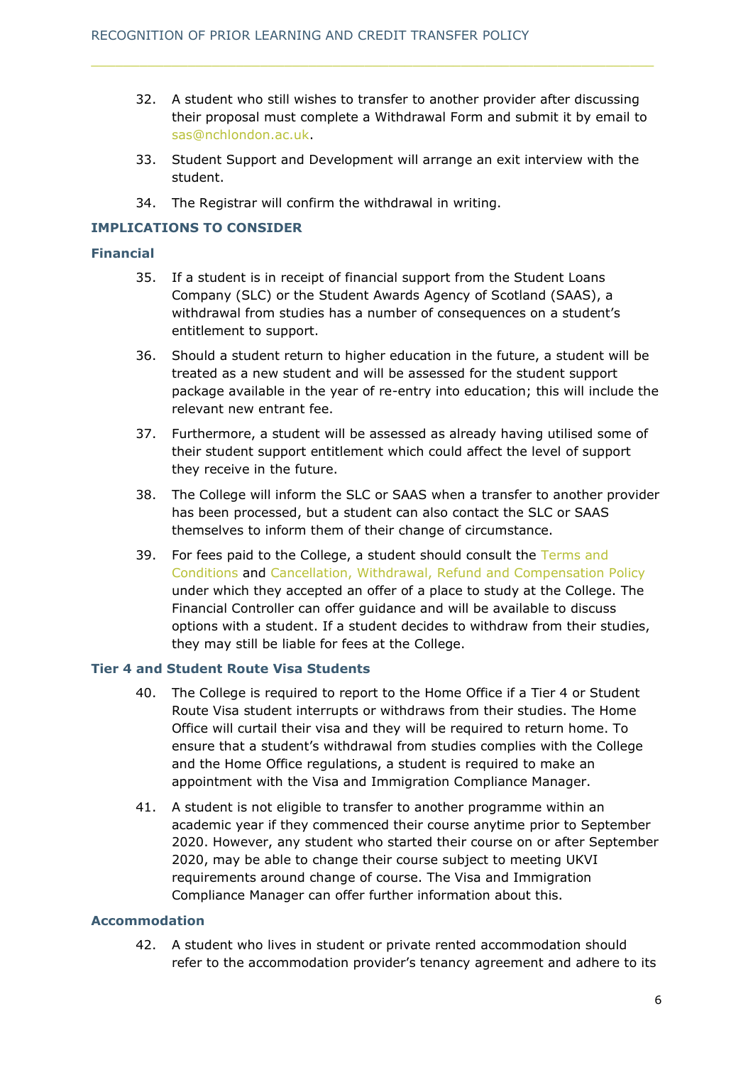32. A student who still wishes to transfer to another provider after discussing their proposal must complete a Withdrawal Form and submit it by email to sas@nchlondon.ac.uk.

33. Student Support and Development will arrange an exit interview with the student.

34. The Registrar will confirm the withdrawal in writing.

## IMPLICATIONS TO CONSIDER

### Financial

35. If a student is in receipt of financial support from the Student Loans Company (SLC) or the Student Awards Agency of Scotland (SAAS), a withdrawal from studies has a number of consequences on a student's entitlement to support.

36. Should a student return to higher education in the future, a student will be treated as a new student and will be assessed for the student support package available in the year of re-entry into education; this will include the relevant new entrant fee.

37. Furthermore, a student will be assessed as already having utilised some of their student support entitlement which could affect the level of support they receive in the future.

38. The College will inform the SLC or SAAS when a transfer to another provider has been processed, but a student can also contact the SLC or SAAS themselves to inform them of their change of circumstance.

39. For fees paid to the College, a student should consult the Terms and Conditions and Cancellation, Withdrawal, Refund and Compensation Policy under which they accepted an offer of a place to study at the College. The Financial Controller can offer guidance and will be available to discuss options with a student. If a student decides to withdraw from their studies, they may still be liable for fees at the College.

### Tier 4 and Student Route Visa Students

40. The College is required to report to the Home Office if a Tier 4 or Student Route Visa student interrupts or withdraws from their studies. The Home Office will curtail their visa and they will be required to return home. To ensure that a student's withdrawal from studies complies with the College and the Home Office regulations, a student is required to make an appointment with the Visa and Immigration Compliance Manager.

41. A student is not eligible to transfer to another programme within an academic year if they commenced their course anytime prior to September 2020. However, any student who started their course on or after September 2020, may be able to change their course subject to meeting UKVI requirements around change of course. The Visa and Immigration Compliance Manager can offer further information about this.

### Accommodation

42. A student who lives in student or private rented accommodation should refer to the accommodation provider's tenancy agreement and adhere to its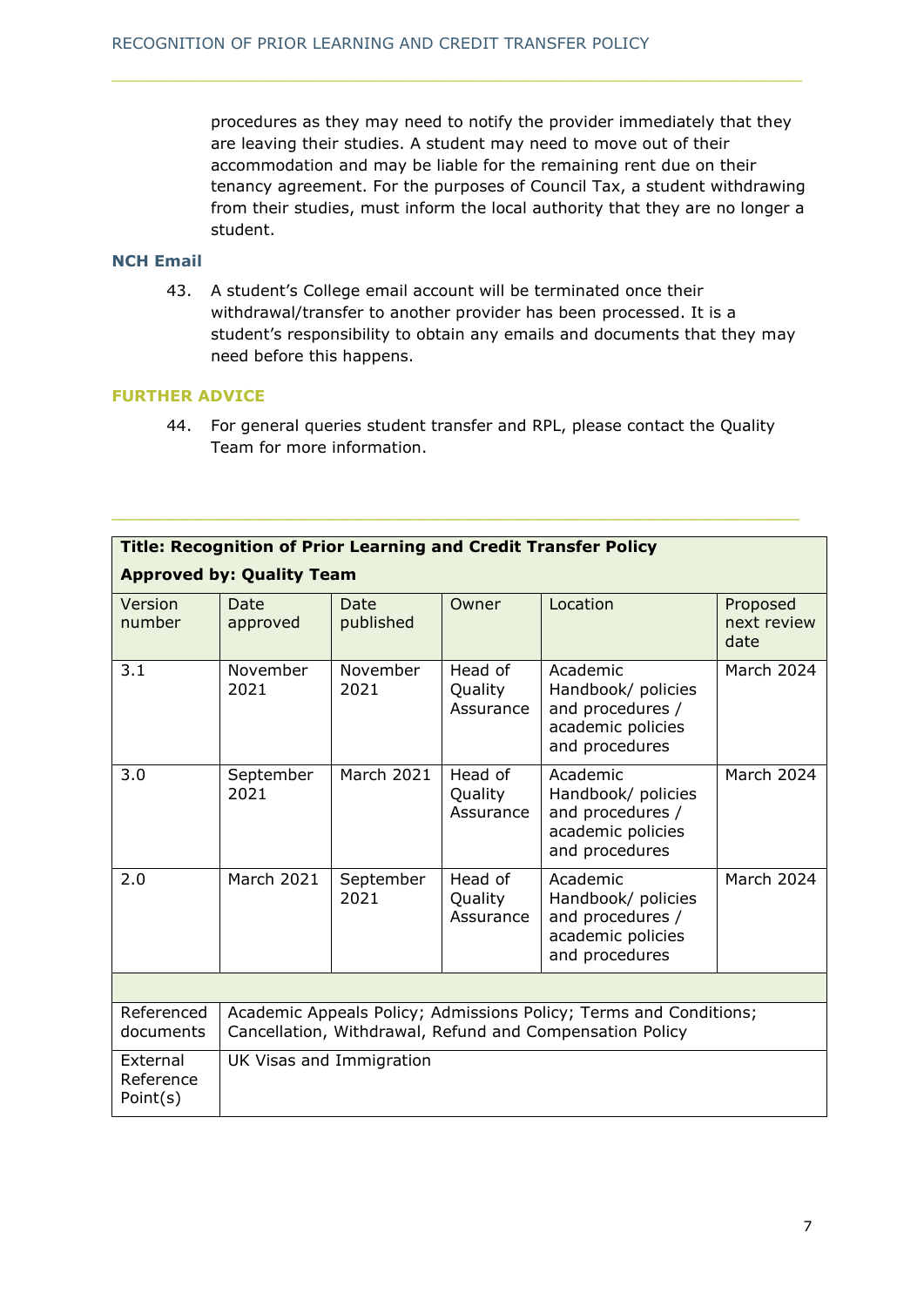procedures as they may need to notify the provider immediately that they are leaving their studies. A student may need to move out of their accommodation and may be liable for the remaining rent due on their tenancy agreement. For the purposes of Council Tax, a student withdrawing from their studies, must inform the local authority that they are no longer a student.

### NCH Email

43. A student's College email account will be terminated once their withdrawal/transfer to another provider has been processed. It is a student's responsibility to obtain any emails and documents that they may need before this happens.

## FURTHER ADVICE

44. For general queries student transfer and RPL, please contact the Quality Team for more information.

| **Title: Recognition of Prior Learning and Credit Transfer Policy**<br>**Approved by: Quality Team** | | | | | |
|---|---|---|---|---|---|
| Version number | Date approved | Date published | Owner | Location | Proposed next review date |
| 3.1 | November 2021 | November 2021 | Head of Quality Assurance | Academic Handbook/ policies and procedures / academic policies and procedures | March 2024 |
| 3.0 | September 2021 | March 2021 | Head of Quality Assurance | Academic Handbook/ policies and procedures / academic policies and procedures | March 2024 |
| 2.0 | March 2021 | September 2021 | Head of Quality Assurance | Academic Handbook/ policies and procedures / academic policies and procedures | March 2024 |
| | | | | | |
| Referenced documents | Academic Appeals Policy; Admissions Policy; Terms and Conditions; Cancellation, Withdrawal, Refund and Compensation Policy | | | | |
| External Reference Point(s) | UK Visas and Immigration | | | | |